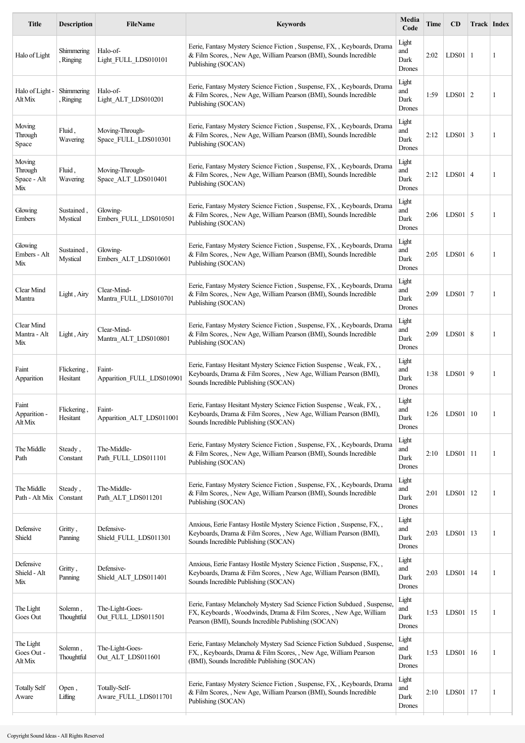| Title | Description | FileName | Keywords | Media Code | Time | CD | Track | Index |
|---|---|---|---|---|---|---|---|---|
| Halo of Light | Shimmering , Ringing | Halo-of-Light_FULL_LDS010101 | Eerie, Fantasy Mystery Science Fiction , Suspense, FX, , Keyboards, Drama & Film Scores, , New Age, William Pearson (BMI), Sounds Incredible Publishing (SOCAN) | Light and Dark Drones | 2:02 | LDS01 | 1 | 1 |
| Halo of Light - Alt Mix | Shimmering , Ringing | Halo-of-Light_ALT_LDS010201 | Eerie, Fantasy Mystery Science Fiction , Suspense, FX, , Keyboards, Drama & Film Scores, , New Age, William Pearson (BMI), Sounds Incredible Publishing (SOCAN) | Light and Dark Drones | 1:59 | LDS01 | 2 | 1 |
| Moving Through Space | Fluid , Wavering | Moving-Through-Space_FULL_LDS010301 | Eerie, Fantasy Mystery Science Fiction , Suspense, FX, , Keyboards, Drama & Film Scores, , New Age, William Pearson (BMI), Sounds Incredible Publishing (SOCAN) | Light and Dark Drones | 2:12 | LDS01 | 3 | 1 |
| Moving Through Space - Alt Mix | Fluid , Wavering | Moving-Through-Space_ALT_LDS010401 | Eerie, Fantasy Mystery Science Fiction , Suspense, FX, , Keyboards, Drama & Film Scores, , New Age, William Pearson (BMI), Sounds Incredible Publishing (SOCAN) | Light and Dark Drones | 2:12 | LDS01 | 4 | 1 |
| Glowing Embers | Sustained , Mystical | Glowing-Embers_FULL_LDS010501 | Eerie, Fantasy Mystery Science Fiction , Suspense, FX, , Keyboards, Drama & Film Scores, , New Age, William Pearson (BMI), Sounds Incredible Publishing (SOCAN) | Light and Dark Drones | 2:06 | LDS01 | 5 | 1 |
| Glowing Embers - Alt Mix | Sustained , Mystical | Glowing-Embers_ALT_LDS010601 | Eerie, Fantasy Mystery Science Fiction , Suspense, FX, , Keyboards, Drama & Film Scores, , New Age, William Pearson (BMI), Sounds Incredible Publishing (SOCAN) | Light and Dark Drones | 2:05 | LDS01 | 6 | 1 |
| Clear Mind Mantra | Light , Airy | Clear-Mind-Mantra_FULL_LDS010701 | Eerie, Fantasy Mystery Science Fiction , Suspense, FX, , Keyboards, Drama & Film Scores, , New Age, William Pearson (BMI), Sounds Incredible Publishing (SOCAN) | Light and Dark Drones | 2:09 | LDS01 | 7 | 1 |
| Clear Mind Mantra - Alt Mix | Light , Airy | Clear-Mind-Mantra_ALT_LDS010801 | Eerie, Fantasy Mystery Science Fiction , Suspense, FX, , Keyboards, Drama & Film Scores, , New Age, William Pearson (BMI), Sounds Incredible Publishing (SOCAN) | Light and Dark Drones | 2:09 | LDS01 | 8 | 1 |
| Faint Apparition | Flickering , Hesitant | Faint-Apparition_FULL_LDS010901 | Eerie, Fantasy Hesitant Mystery Science Fiction Suspense , Weak, FX, , Keyboards, Drama & Film Scores, , New Age, William Pearson (BMI), Sounds Incredible Publishing (SOCAN) | Light and Dark Drones | 1:38 | LDS01 | 9 | 1 |
| Faint Apparition - Alt Mix | Flickering , Hesitant | Faint-Apparition_ALT_LDS011001 | Eerie, Fantasy Hesitant Mystery Science Fiction Suspense , Weak, FX, , Keyboards, Drama & Film Scores, , New Age, William Pearson (BMI), Sounds Incredible Publishing (SOCAN) | Light and Dark Drones | 1:26 | LDS01 | 10 | 1 |
| The Middle Path | Steady , Constant | The-Middle-Path_FULL_LDS011101 | Eerie, Fantasy Mystery Science Fiction , Suspense, FX, , Keyboards, Drama & Film Scores, , New Age, William Pearson (BMI), Sounds Incredible Publishing (SOCAN) | Light and Dark Drones | 2:10 | LDS01 | 11 | 1 |
| The Middle Path - Alt Mix | Steady , Constant | The-Middle-Path_ALT_LDS011201 | Eerie, Fantasy Mystery Science Fiction , Suspense, FX, , Keyboards, Drama & Film Scores, , New Age, William Pearson (BMI), Sounds Incredible Publishing (SOCAN) | Light and Dark Drones | 2:01 | LDS01 | 12 | 1 |
| Defensive Shield | Gritty , Panning | Defensive-Shield_FULL_LDS011301 | Anxious, Eerie Fantasy Hostile Mystery Science Fiction , Suspense, FX, , Keyboards, Drama & Film Scores, , New Age, William Pearson (BMI), Sounds Incredible Publishing (SOCAN) | Light and Dark Drones | 2:03 | LDS01 | 13 | 1 |
| Defensive Shield - Alt Mix | Gritty , Panning | Defensive-Shield_ALT_LDS011401 | Anxious, Eerie Fantasy Hostile Mystery Science Fiction , Suspense, FX, , Keyboards, Drama & Film Scores, , New Age, William Pearson (BMI), Sounds Incredible Publishing (SOCAN) | Light and Dark Drones | 2:03 | LDS01 | 14 | 1 |
| The Light Goes Out | Solemn , Thoughtful | The-Light-Goes-Out_FULL_LDS011501 | Eerie, Fantasy Melancholy Mystery Sad Science Fiction Subdued , Suspense, FX, Keyboards , Woodwinds, Drama & Film Scores, , New Age, William Pearson (BMI), Sounds Incredible Publishing (SOCAN) | Light and Dark Drones | 1:53 | LDS01 | 15 | 1 |
| The Light Goes Out - Alt Mix | Solemn , Thoughtful | The-Light-Goes-Out_ALT_LDS011601 | Eerie, Fantasy Melancholy Mystery Sad Science Fiction Subdued , Suspense, FX, , Keyboards, Drama & Film Scores, , New Age, William Pearson (BMI), Sounds Incredible Publishing (SOCAN) | Light and Dark Drones | 1:53 | LDS01 | 16 | 1 |
| Totally Self Aware | Open , Lifting | Totally-Self-Aware_FULL_LDS011701 | Eerie, Fantasy Mystery Science Fiction , Suspense, FX, , Keyboards, Drama & Film Scores, , New Age, William Pearson (BMI), Sounds Incredible Publishing (SOCAN) | Light and Dark Drones | 2:10 | LDS01 | 17 | 1 |

Copyright Sound Ideas - All Rights Reserved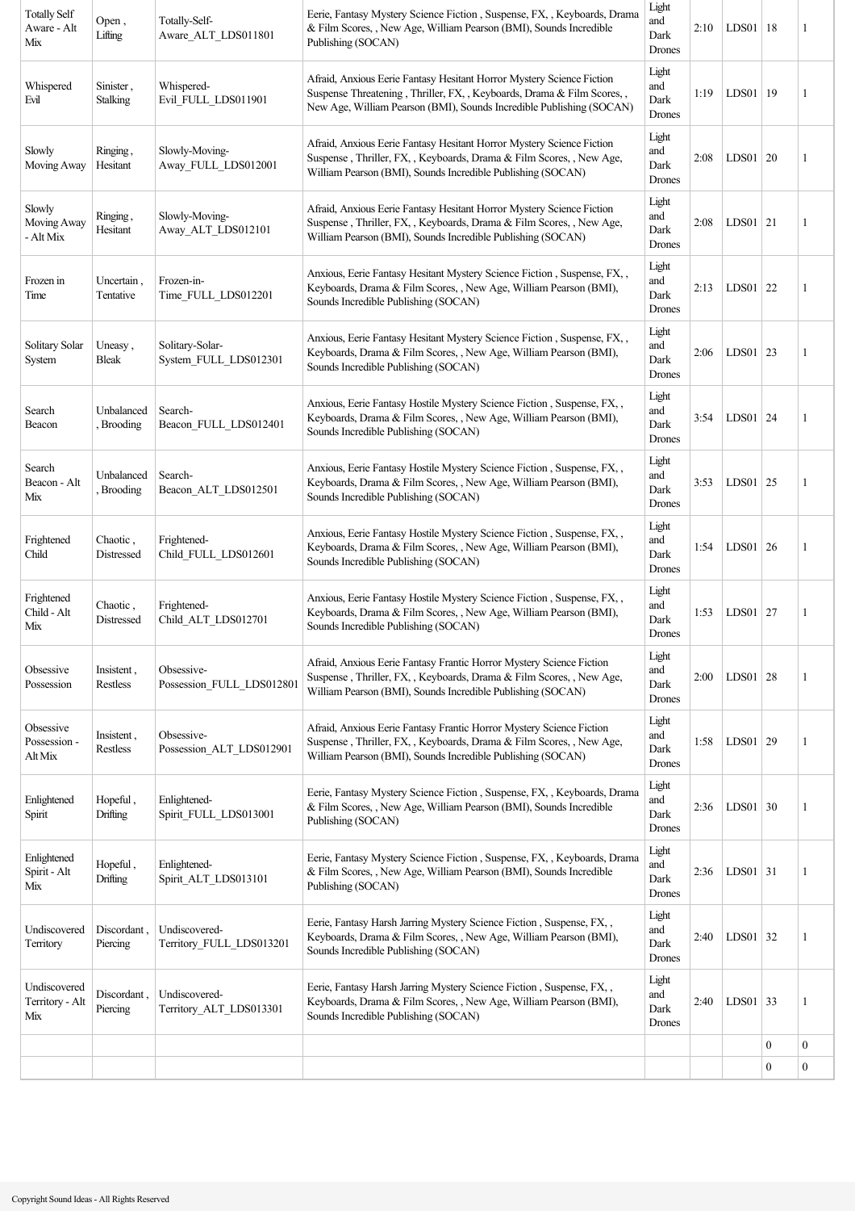| | | | | | | | | |
|---|---|---|---|---|---|---|---|---|
| Totally Self Aware - Alt Mix | Open , Lifting | Totally-Self-Aware_ALT_LDS011801 | Eerie, Fantasy Mystery Science Fiction , Suspense, FX, , Keyboards, Drama & Film Scores, , New Age, William Pearson (BMI), Sounds Incredible Publishing (SOCAN) | Light and Dark Drones | 2:10 | LDS01 | 18 | 1 |
| Whispered Evil | Sinister , Stalking | Whispered-Evil_FULL_LDS011901 | Afraid, Anxious Eerie Fantasy Hesitant Horror Mystery Science Fiction Suspense Threatening , Thriller, FX, , Keyboards, Drama & Film Scores, , New Age, William Pearson (BMI), Sounds Incredible Publishing (SOCAN) | Light and Dark Drones | 1:19 | LDS01 | 19 | 1 |
| Slowly Moving Away | Ringing , Hesitant | Slowly-Moving-Away_FULL_LDS012001 | Afraid, Anxious Eerie Fantasy Hesitant Horror Mystery Science Fiction Suspense , Thriller, FX, , Keyboards, Drama & Film Scores, , New Age, William Pearson (BMI), Sounds Incredible Publishing (SOCAN) | Light and Dark Drones | 2:08 | LDS01 | 20 | 1 |
| Slowly Moving Away - Alt Mix | Ringing , Hesitant | Slowly-Moving-Away_ALT_LDS012101 | Afraid, Anxious Eerie Fantasy Hesitant Horror Mystery Science Fiction Suspense , Thriller, FX, , Keyboards, Drama & Film Scores, , New Age, William Pearson (BMI), Sounds Incredible Publishing (SOCAN) | Light and Dark Drones | 2:08 | LDS01 | 21 | 1 |
| Frozen in Time | Uncertain , Tentative | Frozen-in-Time_FULL_LDS012201 | Anxious, Eerie Fantasy Hesitant Mystery Science Fiction , Suspense, FX, , Keyboards, Drama & Film Scores, , New Age, William Pearson (BMI), Sounds Incredible Publishing (SOCAN) | Light and Dark Drones | 2:13 | LDS01 | 22 | 1 |
| Solitary Solar System | Uneasy , Bleak | Solitary-Solar-System_FULL_LDS012301 | Anxious, Eerie Fantasy Hesitant Mystery Science Fiction , Suspense, FX, , Keyboards, Drama & Film Scores, , New Age, William Pearson (BMI), Sounds Incredible Publishing (SOCAN) | Light and Dark Drones | 2:06 | LDS01 | 23 | 1 |
| Search Beacon | Unbalanced , Brooding | Search-Beacon_FULL_LDS012401 | Anxious, Eerie Fantasy Hostile Mystery Science Fiction , Suspense, FX, , Keyboards, Drama & Film Scores, , New Age, William Pearson (BMI), Sounds Incredible Publishing (SOCAN) | Light and Dark Drones | 3:54 | LDS01 | 24 | 1 |
| Search Beacon - Alt Mix | Unbalanced , Brooding | Search-Beacon_ALT_LDS012501 | Anxious, Eerie Fantasy Hostile Mystery Science Fiction , Suspense, FX, , Keyboards, Drama & Film Scores, , New Age, William Pearson (BMI), Sounds Incredible Publishing (SOCAN) | Light and Dark Drones | 3:53 | LDS01 | 25 | 1 |
| Frightened Child | Chaotic , Distressed | Frightened-Child_FULL_LDS012601 | Anxious, Eerie Fantasy Hostile Mystery Science Fiction , Suspense, FX, , Keyboards, Drama & Film Scores, , New Age, William Pearson (BMI), Sounds Incredible Publishing (SOCAN) | Light and Dark Drones | 1:54 | LDS01 | 26 | 1 |
| Frightened Child - Alt Mix | Chaotic , Distressed | Frightened-Child_ALT_LDS012701 | Anxious, Eerie Fantasy Hostile Mystery Science Fiction , Suspense, FX, , Keyboards, Drama & Film Scores, , New Age, William Pearson (BMI), Sounds Incredible Publishing (SOCAN) | Light and Dark Drones | 1:53 | LDS01 | 27 | 1 |
| Obsessive Possession | Insistent , Restless | Obsessive-Possession_FULL_LDS012801 | Afraid, Anxious Eerie Fantasy Frantic Horror Mystery Science Fiction Suspense , Thriller, FX, , Keyboards, Drama & Film Scores, , New Age, William Pearson (BMI), Sounds Incredible Publishing (SOCAN) | Light and Dark Drones | 2:00 | LDS01 | 28 | 1 |
| Obsessive Possession - Alt Mix | Insistent , Restless | Obsessive-Possession_ALT_LDS012901 | Afraid, Anxious Eerie Fantasy Frantic Horror Mystery Science Fiction Suspense , Thriller, FX, , Keyboards, Drama & Film Scores, , New Age, William Pearson (BMI), Sounds Incredible Publishing (SOCAN) | Light and Dark Drones | 1:58 | LDS01 | 29 | 1 |
| Enlightened Spirit | Hopeful , Drifting | Enlightened-Spirit_FULL_LDS013001 | Eerie, Fantasy Mystery Science Fiction , Suspense, FX, , Keyboards, Drama & Film Scores, , New Age, William Pearson (BMI), Sounds Incredible Publishing (SOCAN) | Light and Dark Drones | 2:36 | LDS01 | 30 | 1 |
| Enlightened Spirit - Alt Mix | Hopeful , Drifting | Enlightened-Spirit_ALT_LDS013101 | Eerie, Fantasy Mystery Science Fiction , Suspense, FX, , Keyboards, Drama & Film Scores, , New Age, William Pearson (BMI), Sounds Incredible Publishing (SOCAN) | Light and Dark Drones | 2:36 | LDS01 | 31 | 1 |
| Undiscovered Territory | Discordant , Piercing | Undiscovered-Territory_FULL_LDS013201 | Eerie, Fantasy Harsh Jarring Mystery Science Fiction , Suspense, FX, , Keyboards, Drama & Film Scores, , New Age, William Pearson (BMI), Sounds Incredible Publishing (SOCAN) | Light and Dark Drones | 2:40 | LDS01 | 32 | 1 |
| Undiscovered Territory - Alt Mix | Discordant , Piercing | Undiscovered-Territory_ALT_LDS013301 | Eerie, Fantasy Harsh Jarring Mystery Science Fiction , Suspense, FX, , Keyboards, Drama & Film Scores, , New Age, William Pearson (BMI), Sounds Incredible Publishing (SOCAN) | Light and Dark Drones | 2:40 | LDS01 | 33 | 1 |
| | | | | | | | 0 | 0 |
| | | | | | | | 0 | 0 |

Copyright Sound Ideas - All Rights Reserved